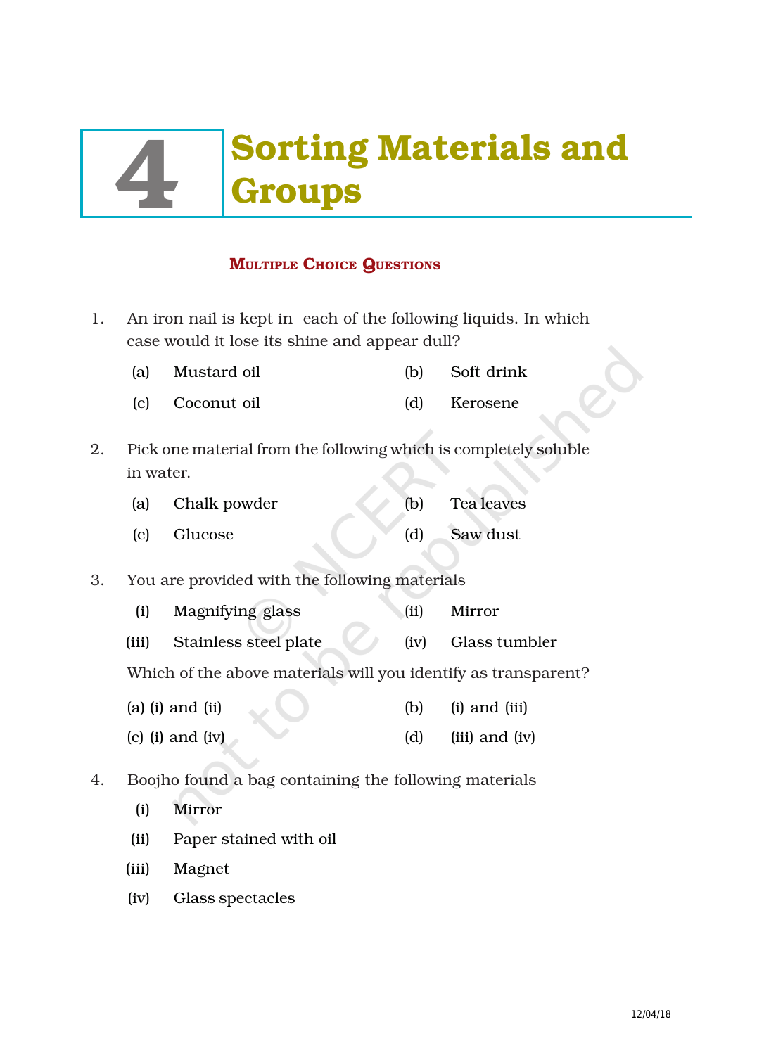# 4 Sorting Materials and Groups

## MULTIPLE CHOICE QUESTIONS

1. An iron nail is kept in each of the following liquids. In which case would it lose its shine and appear dull?

   (a) Mustard oil  
   (b) Soft drink  
   (c) Coconut oil  
   (d) Kerosene

2. Pick one material from the following which is completely soluble in water.

   (a) Chalk powder  
   (b) Tea leaves  
   (c) Glucose  
   (d) Saw dust

3. You are provided with the following materials

   (i) Magnifying glass  
   (ii) Mirror  
   (iii) Stainless steel plate  
   (iv) Glass tumbler

   Which of the above materials will you identify as transparent?

   (a) (i) and (ii)  
   (b) (i) and (iii)  
   (c) (i) and (iv)  
   (d) (iii) and (iv)

4. Boojho found a bag containing the following materials

   (i) Mirror  
   (ii) Paper stained with oil  
   (iii) Magnet  
   (iv) Glass spectacles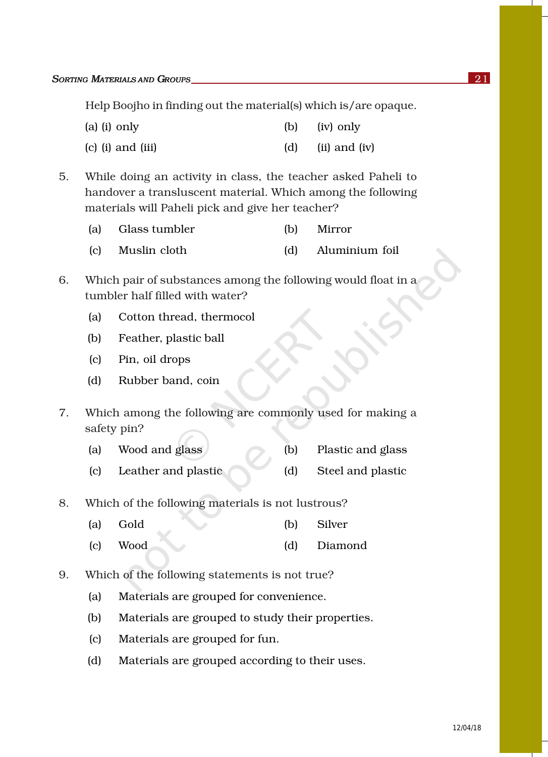Help Boojho in finding out the material(s) which is/are opaque.

(a) (i) only  (b) (iv) only

(c) (i) and (iii)  (d) (ii) and (iv)

5. While doing an activity in class, the teacher asked Paheli to handover a transluscent material. Which among the following materials will Paheli pick and give her teacher?

(a) Glass tumbler  (b) Mirror

(c) Muslin cloth  (d) Aluminium foil

6. Which pair of substances among the following would float in a tumbler half filled with water?

(a) Cotton thread, thermocol

(b) Feather, plastic ball

(c) Pin, oil drops

(d) Rubber band, coin

7. Which among the following are commonly used for making a safety pin?

(a) Wood and glass  (b) Plastic and glass

(c) Leather and plastic  (d) Steel and plastic

8. Which of the following materials is not lustrous?

(a) Gold  (b) Silver

(c) Wood  (d) Diamond

9. Which of the following statements is not true?

(a) Materials are grouped for convenience.

(b) Materials are grouped to study their properties.

(c) Materials are grouped for fun.

(d) Materials are grouped according to their uses.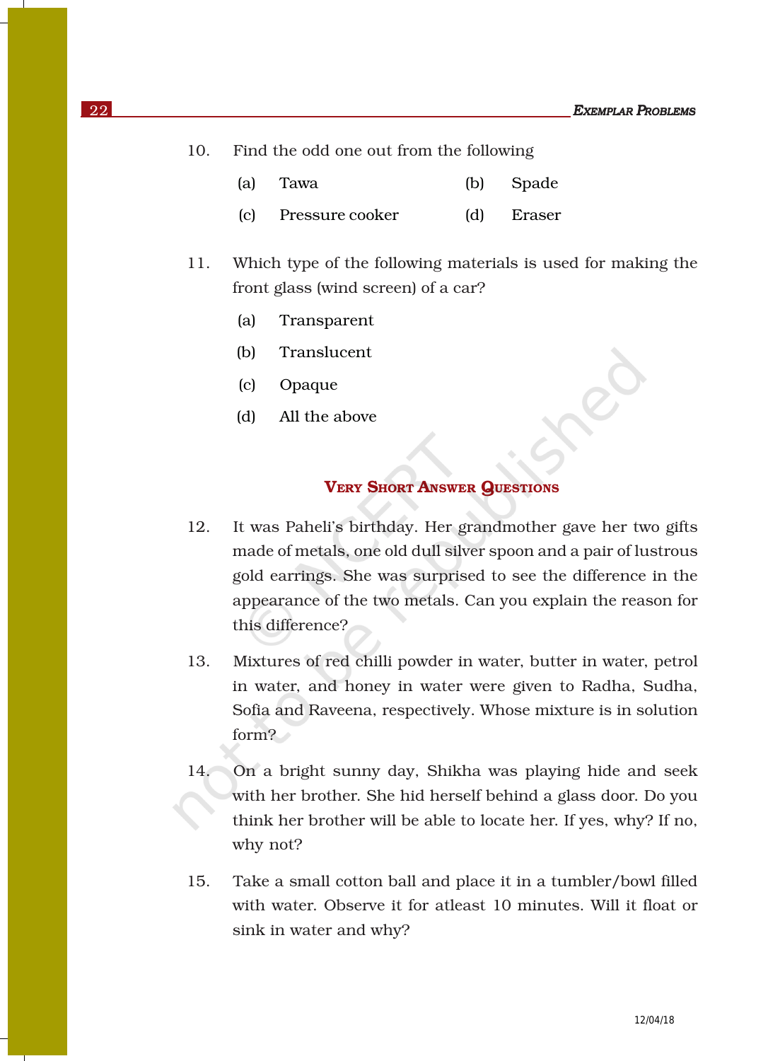10. Find the odd one out from the following

    (a) Tawa (b) Spade

    (c) Pressure cooker (d) Eraser

11. Which type of the following materials is used for making the front glass (wind screen) of a car?

    (a) Transparent

    (b) Translucent

    (c) Opaque

    (d) All the above

## VERY SHORT ANSWER QUESTIONS

12. It was Paheli's birthday. Her grandmother gave her two gifts made of metals, one old dull silver spoon and a pair of lustrous gold earrings. She was surprised to see the difference in the appearance of the two metals. Can you explain the reason for this difference?

13. Mixtures of red chilli powder in water, butter in water, petrol in water, and honey in water were given to Radha, Sudha, Sofia and Raveena, respectively. Whose mixture is in solution form?

14. On a bright sunny day, Shikha was playing hide and seek with her brother. She hid herself behind a glass door. Do you think her brother will be able to locate her. If yes, why? If no, why not?

15. Take a small cotton ball and place it in a tumbler/bowl filled with water. Observe it for atleast 10 minutes. Will it float or sink in water and why?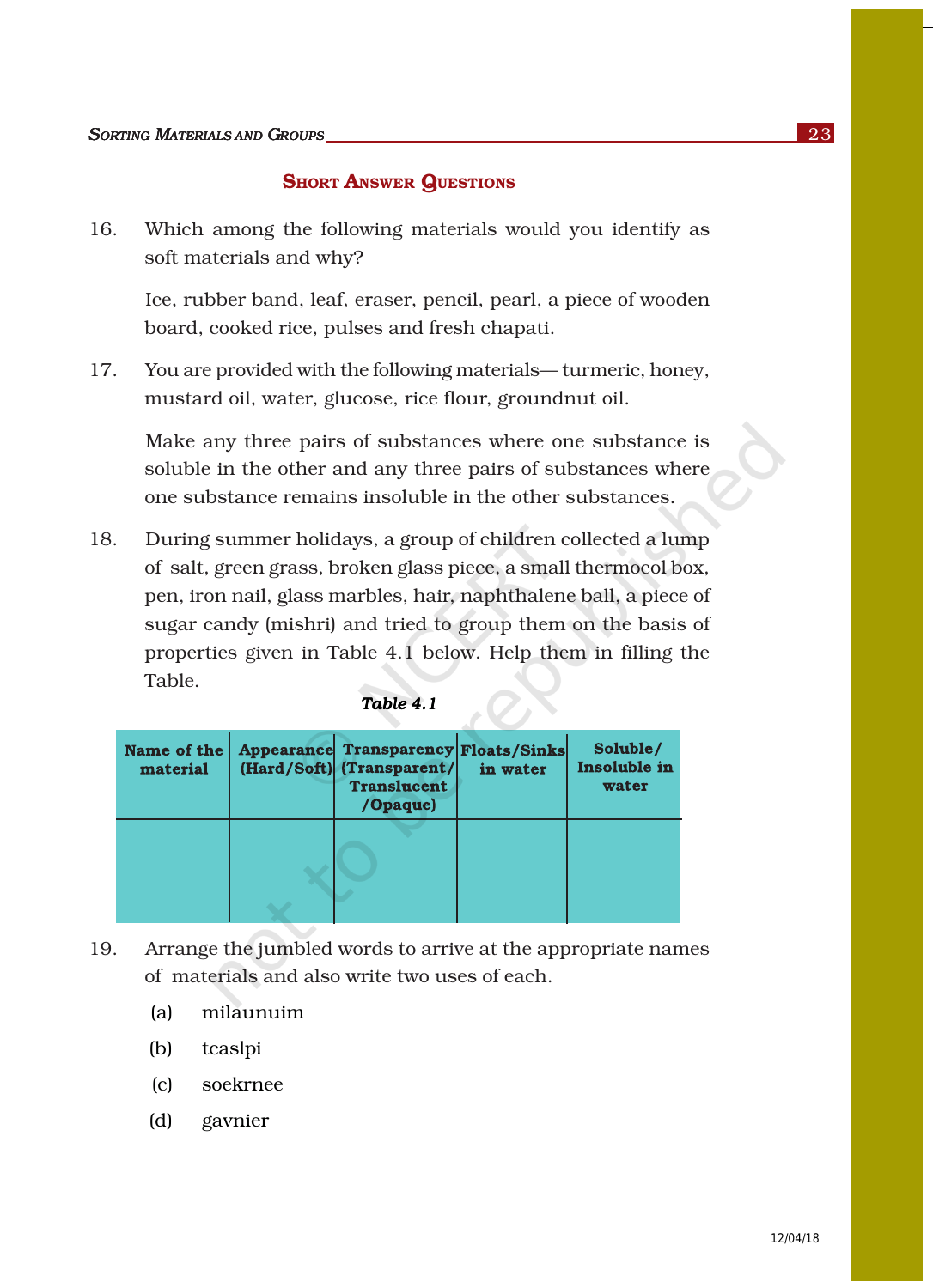## Short Answer Questions

16. Which among the following materials would you identify as soft materials and why?

    Ice, rubber band, leaf, eraser, pencil, pearl, a piece of wooden board, cooked rice, pulses and fresh chapati.

17. You are provided with the following materials— turmeric, honey, mustard oil, water, glucose, rice flour, groundnut oil.

    Make any three pairs of substances where one substance is soluble in the other and any three pairs of substances where one substance remains insoluble in the other substances.

18. During summer holidays, a group of children collected a lump of salt, green grass, broken glass piece, a small thermocol box, pen, iron nail, glass marbles, hair, naphthalene ball, a piece of sugar candy (mishri) and tried to group them on the basis of properties given in Table 4.1 below. Help them in filling the Table.

***Table 4.1***

| Name of the material | Appearance (Hard/Soft) | Transparency (Transparent/ Translucent /Opaque) | Floats/Sinks in water | Soluble/ Insoluble in water |
|---|---|---|---|---|
| | | | | |

19. Arrange the jumbled words to arrive at the appropriate names of materials and also write two uses of each.

    (a) milaunuim

    (b) tcaslpi

    (c) soekrnee

    (d) gavnier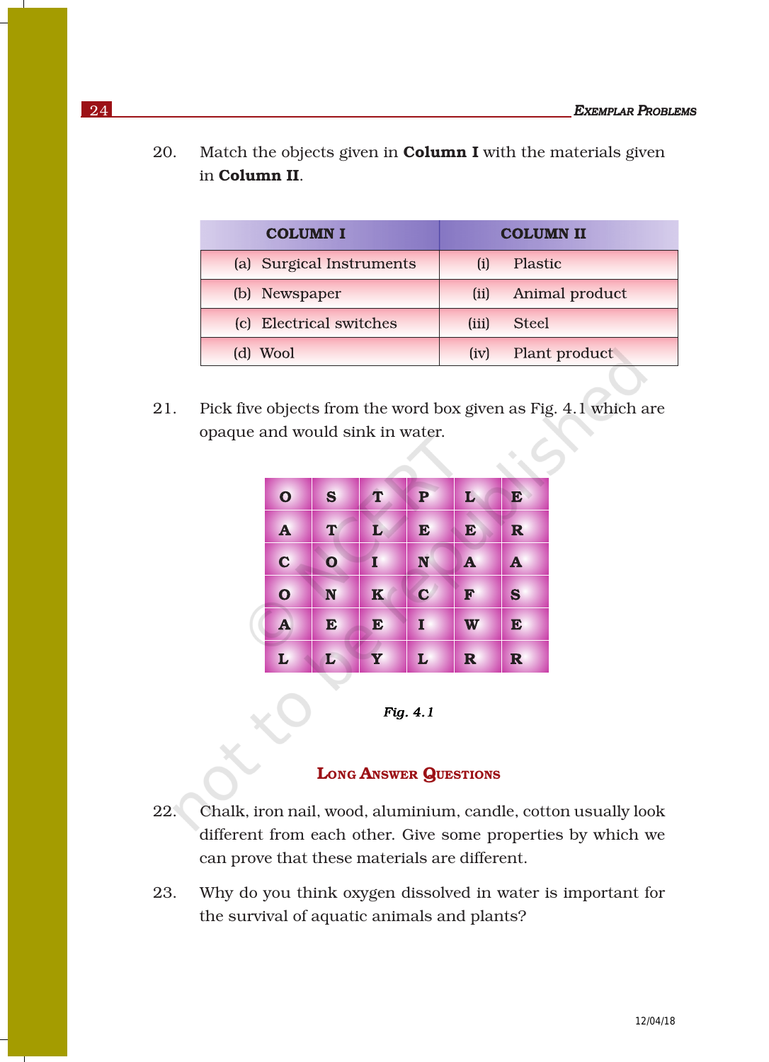20. Match the objects given in **Column I** with the materials given in **Column II**.

| COLUMN I | COLUMN II |
|---|---|
| (a) Surgical Instruments | (i) Plastic |
| (b) Newspaper | (ii) Animal product |
| (c) Electrical switches | (iii) Steel |
| (d) Wool | (iv) Plant product |

21. Pick five objects from the word box given as Fig. 4.1 which are opaque and would sink in water.

| | | | | | |
|---|---|---|---|---|---|
| O | S | T | P | L | E |
| A | T | L | E | E | R |
| C | O | I | N | A | A |
| O | N | K | C | F | S |
| A | E | E | I | W | E |
| L | L | Y | L | R | R |

*Fig. 4.1*

## Long Answer Questions

22. Chalk, iron nail, wood, aluminium, candle, cotton usually look different from each other. Give some properties by which we can prove that these materials are different.

23. Why do you think oxygen dissolved in water is important for the survival of aquatic animals and plants?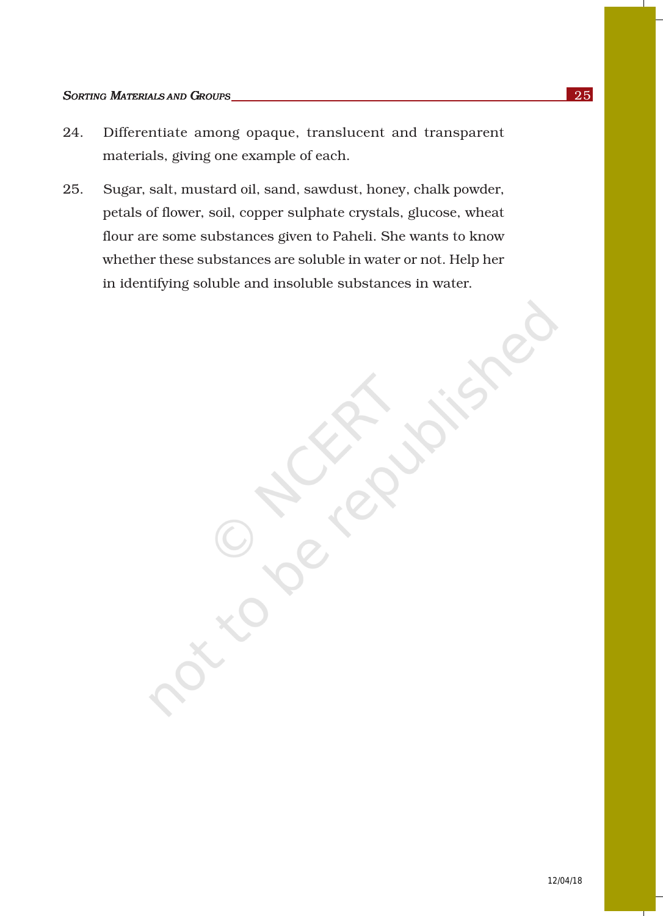24. Differentiate among opaque, translucent and transparent materials, giving one example of each.

25. Sugar, salt, mustard oil, sand, sawdust, honey, chalk powder, petals of flower, soil, copper sulphate crystals, glucose, wheat flour are some substances given to Paheli. She wants to know whether these substances are soluble in water or not. Help her in identifying soluble and insoluble substances in water.